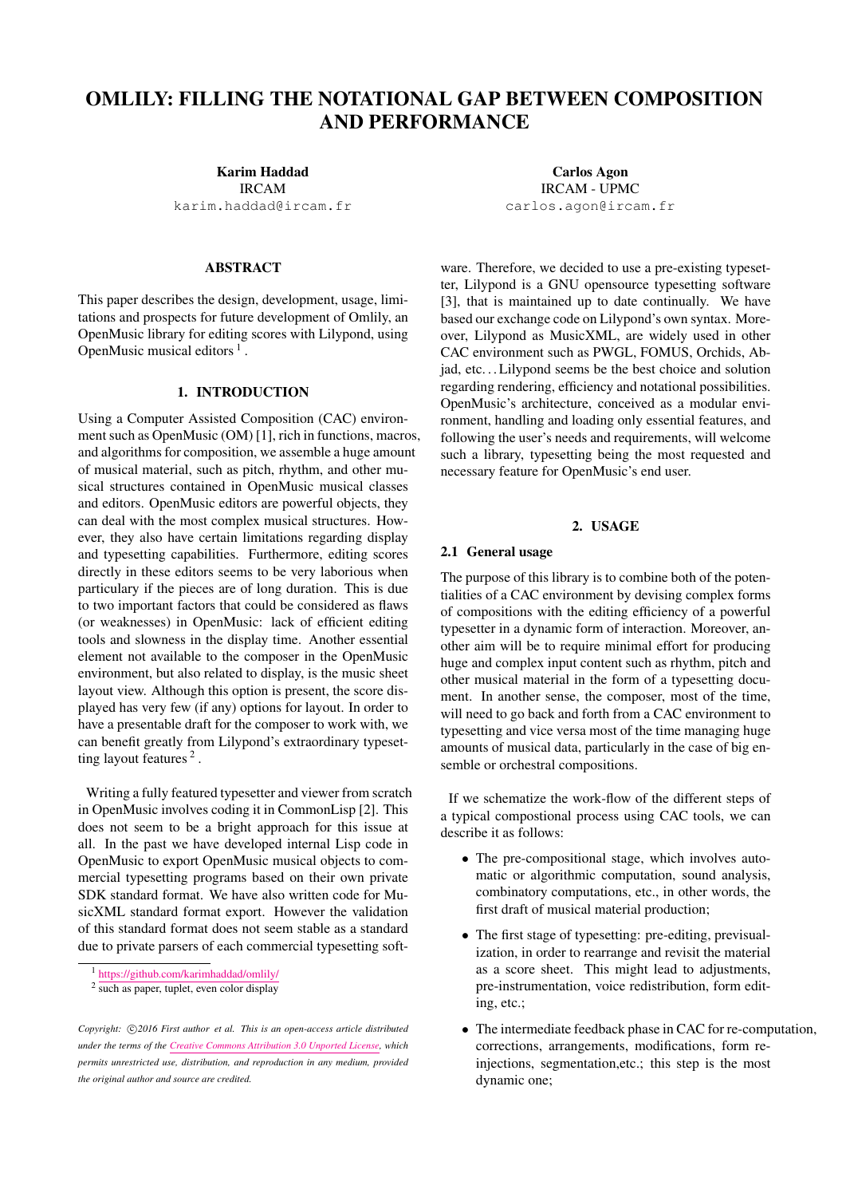# OMLILY: FILLING THE NOTATIONAL GAP BETWEEN COMPOSITION AND PERFORMANCE

**Karim Haddad**
IRCAM
karim.haddad@ircam.fr

**Carlos Agon**
IRCAM - UPMC
carlos.agon@ircam.fr

## ABSTRACT

This paper describes the design, development, usage, limitations and prospects for future development of Omlily, an OpenMusic library for editing scores with Lilypond, using OpenMusic musical editors [1].

## 1. INTRODUCTION

Using a Computer Assisted Composition (CAC) environment such as OpenMusic (OM) [1], rich in functions, macros, and algorithms for composition, we assemble a huge amount of musical material, such as pitch, rhythm, and other musical structures contained in OpenMusic musical classes and editors. OpenMusic editors are powerful objects, they can deal with the most complex musical structures. However, they also have certain limitations regarding display and typesetting capabilities. Furthermore, editing scores directly in these editors seems to be very laborious when particulary if the pieces are of long duration. This is due to two important factors that could be considered as flaws (or weaknesses) in OpenMusic: lack of efficient editing tools and slowness in the display time. Another essential element not available to the composer in the OpenMusic environment, but also related to display, is the music sheet layout view. Although this option is present, the score displayed has very few (if any) options for layout. In order to have a presentable draft for the composer to work with, we can benefit greatly from Lilypond's extraordinary typesetting layout features [2].

Writing a fully featured typesetter and viewer from scratch in OpenMusic involves coding it in CommonLisp [2]. This does not seem to be a bright approach for this issue at all. In the past we have developed internal Lisp code in OpenMusic to export OpenMusic musical objects to commercial typesetting programs based on their own private SDK standard format. We have also written code for MusicXML standard format export. However the validation of this standard format does not seem stable as a standard due to private parsers of each commercial typesetting software. Therefore, we decided to use a pre-existing typesetter, Lilypond is a GNU opensource typesetting software [3], that is maintained up to date continually. We have based our exchange code on Lilypond's own syntax. Moreover, Lilypond as MusicXML, are widely used in other CAC environment such as PWGL, FOMUS, Orchids, Abjad, etc... Lilypond seems be the best choice and solution regarding rendering, efficiency and notational possibilities. OpenMusic's architecture, conceived as a modular environment, handling and loading only essential features, and following the user's needs and requirements, will welcome such a library, typesetting being the most requested and necessary feature for OpenMusic's end user.

[1] https://github.com/karimhaddad/omlily/

[2] such as paper, tuplet, even color display

*Copyright: ©2016 First author et al. This is an open-access article distributed under the terms of the Creative Commons Attribution 3.0 Unported License, which permits unrestricted use, distribution, and reproduction in any medium, provided the original author and source are credited.*

## 2. USAGE

### 2.1 General usage

The purpose of this library is to combine both of the potentialities of a CAC environment by devising complex forms of compositions with the editing efficiency of a powerful typesetter in a dynamic form of interaction. Moreover, another aim will be to require minimal effort for producing huge and complex input content such as rhythm, pitch and other musical material in the form of a typesetting document. In another sense, the composer, most of the time, will need to go back and forth from a CAC environment to typesetting and vice versa most of the time managing huge amounts of musical data, particularly in the case of big ensemble or orchestral compositions.

If we schematize the work-flow of the different steps of a typical compostional process using CAC tools, we can describe it as follows:

- The pre-compositional stage, which involves automatic or algorithmic computation, sound analysis, combinatory computations, etc., in other words, the first draft of musical material production;
- The first stage of typesetting: pre-editing, previsualization, in order to rearrange and revisit the material as a score sheet. This might lead to adjustments, pre-instrumentation, voice redistribution, form editing, etc.;
- The intermediate feedback phase in CAC for re-computation, corrections, arrangements, modifications, form re-injections, segmentation,etc.; this step is the most dynamic one;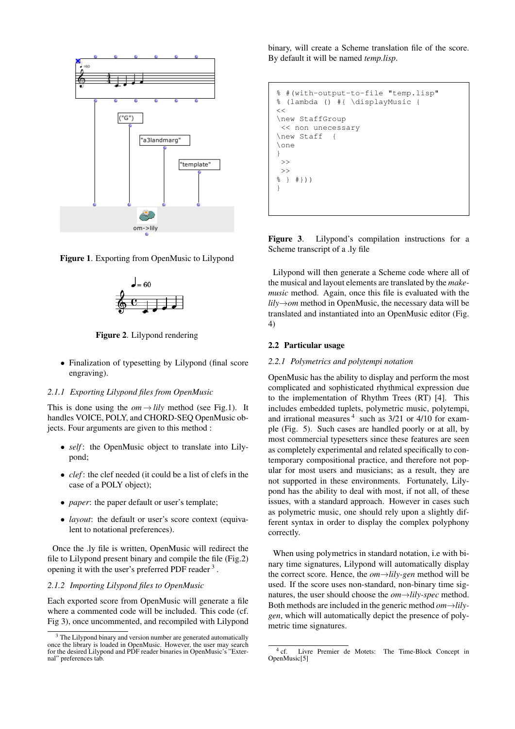Figure 1. Exporting from OpenMusic to Lilypond

Figure 2. Lilypond rendering

- Finalization of typesetting by Lilypond (final score engraving).

### 2.1.1 Exporting Lilypond files from OpenMusic

This is done using the *om→lily* method (see Fig.1). It handles VOICE, POLY, and CHORD-SEQ OpenMusic objects. Four arguments are given to this method :

- *self*: the OpenMusic object to translate into Lilypond;
- *clef*: the clef needed (it could be a list of clefs in the case of a POLY object);
- *paper*: the paper default or user's template;
- *layout*: the default or user's score context (equivalent to notational preferences).

Once the .ly file is written, OpenMusic will redirect the file to Lilypond present binary and compile the file (Fig.2) opening it with the user's preferred PDF reader [3] .

### 2.1.2 Importing Lilypond files to OpenMusic

Each exported score from OpenMusic will generate a file where a commented code will be included. This code (cf. Fig 3), once uncommented, and recompiled with Lilypond binary, will create a Scheme translation file of the score. By default it will be named *temp.lisp*.

```
% #(with-output-to-file "temp.lisp"
% (lambda () #{ \displayMusic {
<<
\new StaffGroup
 << non unecessary
\new Staff  {
\one
}
 >>
 >>
% } #}))
}
```

**Figure 3**. Lilypond's compilation instructions for a Scheme transcript of a .ly file

Lilypond will then generate a Scheme code where all of the musical and layout elements are translated by the *make-music* method. Again, once this file is evaluated with the *lily→om* method in OpenMusic, the necessary data will be translated and instantiated into an OpenMusic editor (Fig. 4)

## 2.2 Particular usage

### 2.2.1 Polymetrics and polytempi notation

OpenMusic has the ability to display and perform the most complicated and sophisticated rhythmical expression due to the implementation of Rhythm Trees (RT) [4]. This includes embedded tuplets, polymetric music, polytempi, and irrational measures [4] such as 3/21 or 4/10 for example (Fig. 5). Such cases are handled poorly or at all, by most commercial typesetters since these features are seen as completely experimental and related specifically to contemporary compositional practice, and therefore not popular for most users and musicians; as a result, they are not supported in these environments. Fortunately, Lilypond has the ability to deal with most, if not all, of these issues, with a standard approach. However in cases such as polymetric music, one should rely upon a slightly different syntax in order to display the complex polyphony correctly.

When using polymetrics in standard notation, i.e with binary time signatures, Lilypond will automatically display the correct score. Hence, the *om→lily-gen* method will be used. If the score uses non-standard, non-binary time signatures, the user should choose the *om→lily-spec* method. Both methods are included in the generic method *om→lily-gen*, which will automatically depict the presence of polymetric time signatures.

[3] The Lilypond binary and version number are generated automatically once the library is loaded in OpenMusic. However, the user may search for the desired Lilypond and PDF reader binaries in OpenMusic's "External" preferences tab.

[4] cf. Livre Premier de Motets: The Time-Block Concept in OpenMusic[5]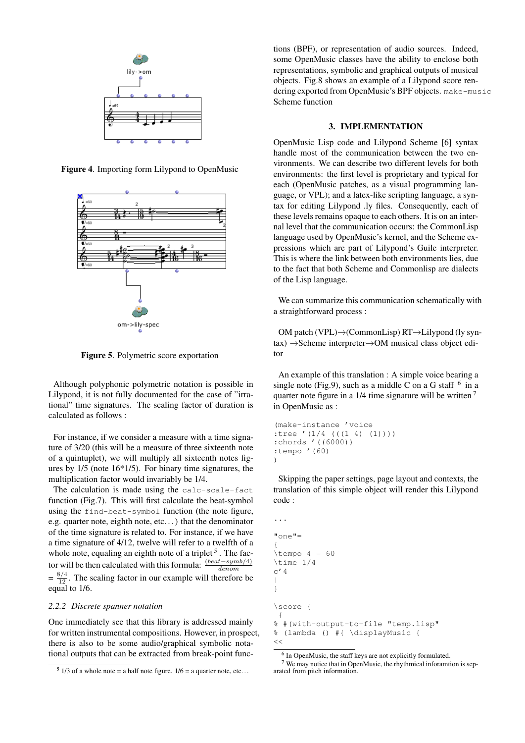Figure 4. Importing form Lilypond to OpenMusic

Figure 5. Polymetric score exportation

Although polyphonic polymetric notation is possible in Lilypond, it is not fully documented for the case of "irrational" time signatures. The scaling factor of duration is calculated as follows :

For instance, if we consider a measure with a time signature of 3/20 (this will be a measure of three sixteenth note of a quintuplet), we will multiply all sixteenth notes figures by 1/5 (note 16*1/5). For binary time signatures, the multiplication factor would invariably be 1/4.

The calculation is made using the `calc-scale-fact` function (Fig.7). This will first calculate the beat-symbol using the `find-beat-symbol` function (the note figure, e.g. quarter note, eighth note, etc. . . ) that the denominator of the time signature is related to. For instance, if we have a time signature of 4/12, twelve will refer to a twelfth of a whole note, equaling an eighth note of a triplet [5]. The factor will be then calculated with this formula: $\frac{(beat-symb/4)}{denom}$ $= \frac{8/4}{12}$. The scaling factor in our example will therefore be equal to 1/6.

### 2.2.2 Discrete spanner notation

One immediately see that this library is addressed mainly for written instrumental compositions. However, in prospect, there is also to be some audio/graphical symbolic notational outputs that can be extracted from break-point functions (BPF), or representation of audio sources. Indeed, some OpenMusic classes have the ability to enclose both representations, symbolic and graphical outputs of musical objects. Fig.8 shows an example of a Lilypond score rendering exported from OpenMusic's BPF objects. `make-music` Scheme function

## 3. IMPLEMENTATION

OpenMusic Lisp code and Lilypond Scheme [6] syntax handle most of the communication between the two environments. We can describe two different levels for both environments: the first level is proprietary and typical for each (OpenMusic patches, as a visual programming language, or VPL); and a latex-like scripting language, a syntax for editing Lilypond .ly files. Consequently, each of these levels remains opaque to each others. It is on an internal level that the communication occurs: the CommonLisp language used by OpenMusic's kernel, and the Scheme expressions which are part of Lilypond's Guile interpreter. This is where the link between both environments lies, due to the fact that both Scheme and Commonlisp are dialects of the Lisp language.

We can summarize this communication schematically with a straightforward process :

OM patch (VPL)→(CommonLisp) RT→Lilypond (ly syntax) →Scheme interpreter→OM musical class object editor

An example of this translation : A simple voice bearing a single note (Fig.9), such as a middle C on a G staff [6] in a quarter note figure in a 1/4 time signature will be written [7] in OpenMusic as :

```
(make-instance 'voice
:tree '(1/4 (((1 4) (1))))
:chords '((6000))
:tempo '(60)
)
```

Skipping the paper settings, page layout and contexts, the translation of this simple object will render this Lilypond code :

```
...

"one"=
{
\tempo 4 = 60
\time 1/4
c'4
|
}

\score {
 {
% #(with-output-to-file "temp.lisp"
% (lambda () #{ \displayMusic {
<<
```

[5] 1/3 of a whole note = a half note figure. 1/6 = a quarter note, etc. . .

[6] In OpenMusic, the staff keys are not explicitly formulated.

[7] We may notice that in OpenMusic, the rhythmical inforamtion is separated from pitch information.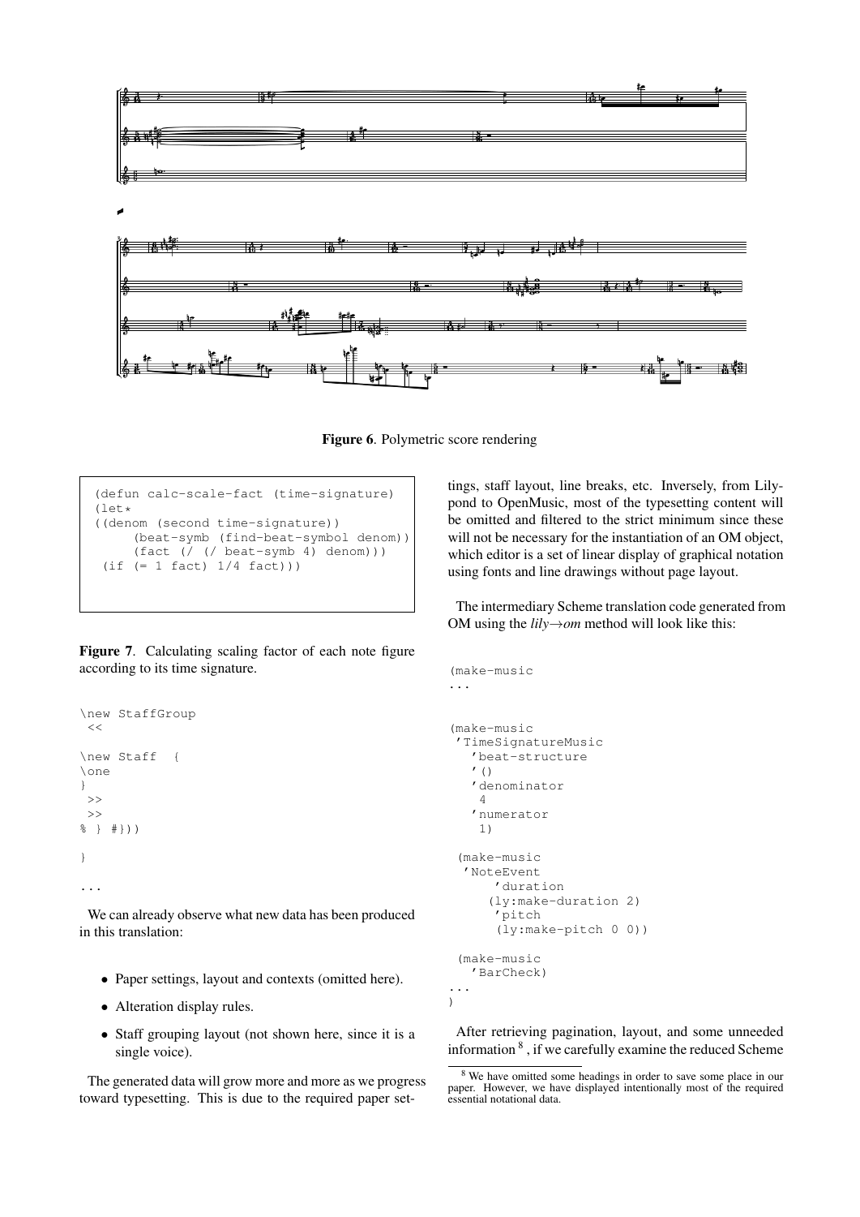Figure 6. Polymetric score rendering

```
(defun calc-scale-fact (time-signature)
(let*
((denom (second time-signature))
     (beat-symb (find-beat-symbol denom))
     (fact (/ (/ beat-symb 4) denom)))
 (if (= 1 fact) 1/4 fact)))
```

**Figure 7**. Calculating scaling factor of each note figure according to its time signature.

```
\new StaffGroup
 <<
\new Staff  {
\one
}
 >>
 >>
% } #}))

}

...
```

We can already observe what new data has been produced in this translation:

- Paper settings, layout and contexts (omitted here).
- Alteration display rules.
- Staff grouping layout (not shown here, since it is a single voice).

The generated data will grow more and more as we progress toward typesetting. This is due to the required paper settings, staff layout, line breaks, etc. Inversely, from Lilypond to OpenMusic, most of the typesetting content will be omitted and filtered to the strict minimum since these will not be necessary for the instantiation of an OM object, which editor is a set of linear display of graphical notation using fonts and line drawings without page layout.

The intermediary Scheme translation code generated from OM using the *lily→om* method will look like this:

```
(make-music
...


(make-music
 'TimeSignatureMusic
   'beat-structure
   '()
   'denominator
    4
   'numerator
    1)

 (make-music
  'NoteEvent
      'duration
     (ly:make-duration 2)
      'pitch
      (ly:make-pitch 0 0))

 (make-music
   'BarCheck)
...
)
```

After retrieving pagination, layout, and some unneeded information [8], if we carefully examine the reduced Scheme

[8] We have omitted some headings in order to save some place in our paper. However, we have displayed intentionally most of the required essential notational data.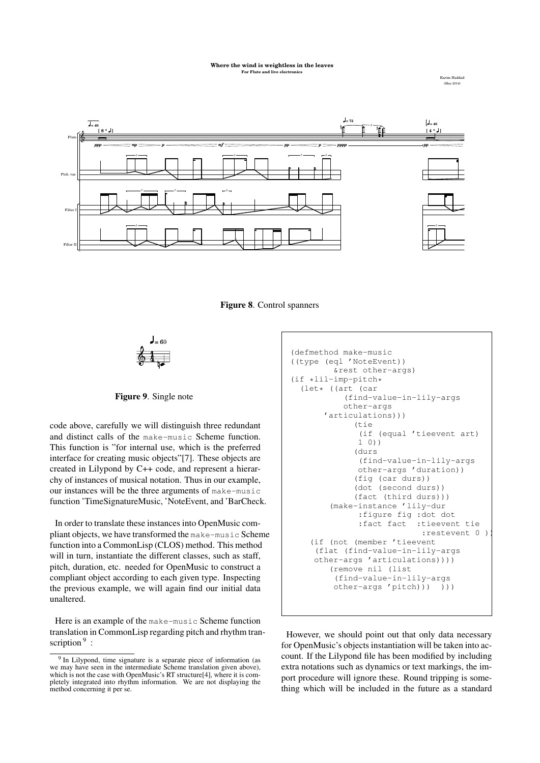Figure 8. Control spanners

Figure 9. Single note

code above, carefully we will distinguish three redundant and distinct calls of the make-music Scheme function. This function is "for internal use, which is the preferred interface for creating music objects"[7]. These objects are created in Lilypond by C++ code, and represent a hierarchy of instances of musical notation. Thus in our example, our instances will be the three arguments of make-music function 'TimeSignatureMusic, 'NoteEvent, and 'BarCheck.

In order to translate these instances into OpenMusic compliant objects, we have transformed the make-music Scheme function into a CommonLisp (CLOS) method. This method will in turn, instantiate the different classes, such as staff, pitch, duration, etc. needed for OpenMusic to construct a compliant object according to each given type. Inspecting the previous example, we will again find our initial data unaltered.

Here is an example of the make-music Scheme function translation in CommonLisp regarding pitch and rhythm transcription [9] :

```
(defmethod make-music
((type (eql 'NoteEvent))
        &rest other-args)
(if *lil-imp-pitch*
  (let* ((art (car
           (find-value-in-lily-args
           other-args
       'articulations)))
            (tie
             (if (equal 'tieevent art)
             1 0))
            (durs
             (find-value-in-lily-args
             other-args 'duration))
            (fig (car durs))
            (dot (second durs))
            (fact (third durs)))
        (make-instance 'lily-dur
             :figure fig :dot dot
             :fact fact  :tieevent tie
                           :restevent 0 ))
    (if (not (member 'tieevent
     (flat (find-value-in-lily-args
     other-args 'articulations))))
        (remove nil (list
         (find-value-in-lily-args
         other-args 'pitch)))  )))
```

However, we should point out that only data necessary for OpenMusic's objects instantiation will be taken into account. If the Lilypond file has been modified by including extra notations such as dynamics or text markings, the import procedure will ignore these. Round tripping is something which will be included in the future as a standard

[9] In Lilypond, time signature is a separate piece of information (as we may have seen in the intermediate Scheme translation given above), which is not the case with OpenMusic's RT structure[4], where it is completely integrated into rhythm information. We are not displaying the method concerning it per se.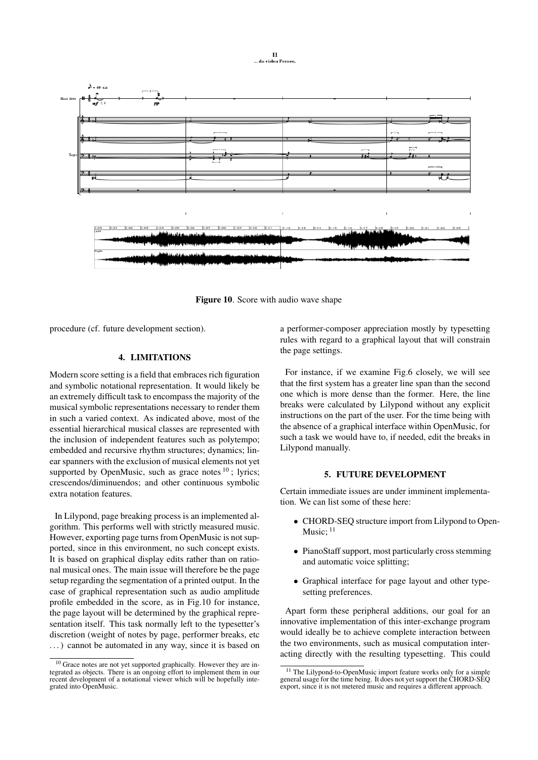Figure 10. Score with audio wave shape

procedure (cf. future development section).

## 4. LIMITATIONS

Modern score setting is a field that embraces rich figuration and symbolic notational representation. It would likely be an extremely difficult task to encompass the majority of the musical symbolic representations necessary to render them in such a varied context. As indicated above, most of the essential hierarchical musical classes are represented with the inclusion of independent features such as polytempo; embedded and recursive rhythm structures; dynamics; linear spanners with the exclusion of musical elements not yet supported by OpenMusic, such as grace notes [10] ; lyrics; crescendos/diminuendos; and other continuous symbolic extra notation features.

In Lilypond, page breaking process is an implemented algorithm. This performs well with strictly measured music. However, exporting page turns from OpenMusic is not supported, since in this environment, no such concept exists. It is based on graphical display edits rather than on rational musical ones. The main issue will therefore be the page setup regarding the segmentation of a printed output. In the case of graphical representation such as audio amplitude profile embedded in the score, as in Fig.10 for instance, the page layout will be determined by the graphical representation itself. This task normally left to the typesetter's discretion (weight of notes by page, performer breaks, etc . . . ) cannot be automated in any way, since it is based on a performer-composer appreciation mostly by typesetting rules with regard to a graphical layout that will constrain the page settings.

For instance, if we examine Fig.6 closely, we will see that the first system has a greater line span than the second one which is more dense than the former. Here, the line breaks were calculated by Lilypond without any explicit instructions on the part of the user. For the time being with the absence of a graphical interface within OpenMusic, for such a task we would have to, if needed, edit the breaks in Lilypond manually.

## 5. FUTURE DEVELOPMENT

Certain immediate issues are under imminent implementation. We can list some of these here:

- CHORD-SEQ structure import from Lilypond to OpenMusic; [11]
- PianoStaff support, most particularly cross stemming and automatic voice splitting;
- Graphical interface for page layout and other typesetting preferences.

Apart form these peripheral additions, our goal for an innovative implementation of this inter-exchange program would ideally be to achieve complete interaction between the two environments, such as musical computation interacting directly with the resulting typesetting. This could

[10] Grace notes are not yet supported graphically. However they are integrated as objects. There is an ongoing effort to implement them in our recent development of a notational viewer which will be hopefully integrated into OpenMusic.

[11] The Lilypond-to-OpenMusic import feature works only for a simple general usage for the time being. It does not yet support the CHORD-SEQ export, since it is not metered music and requires a different approach.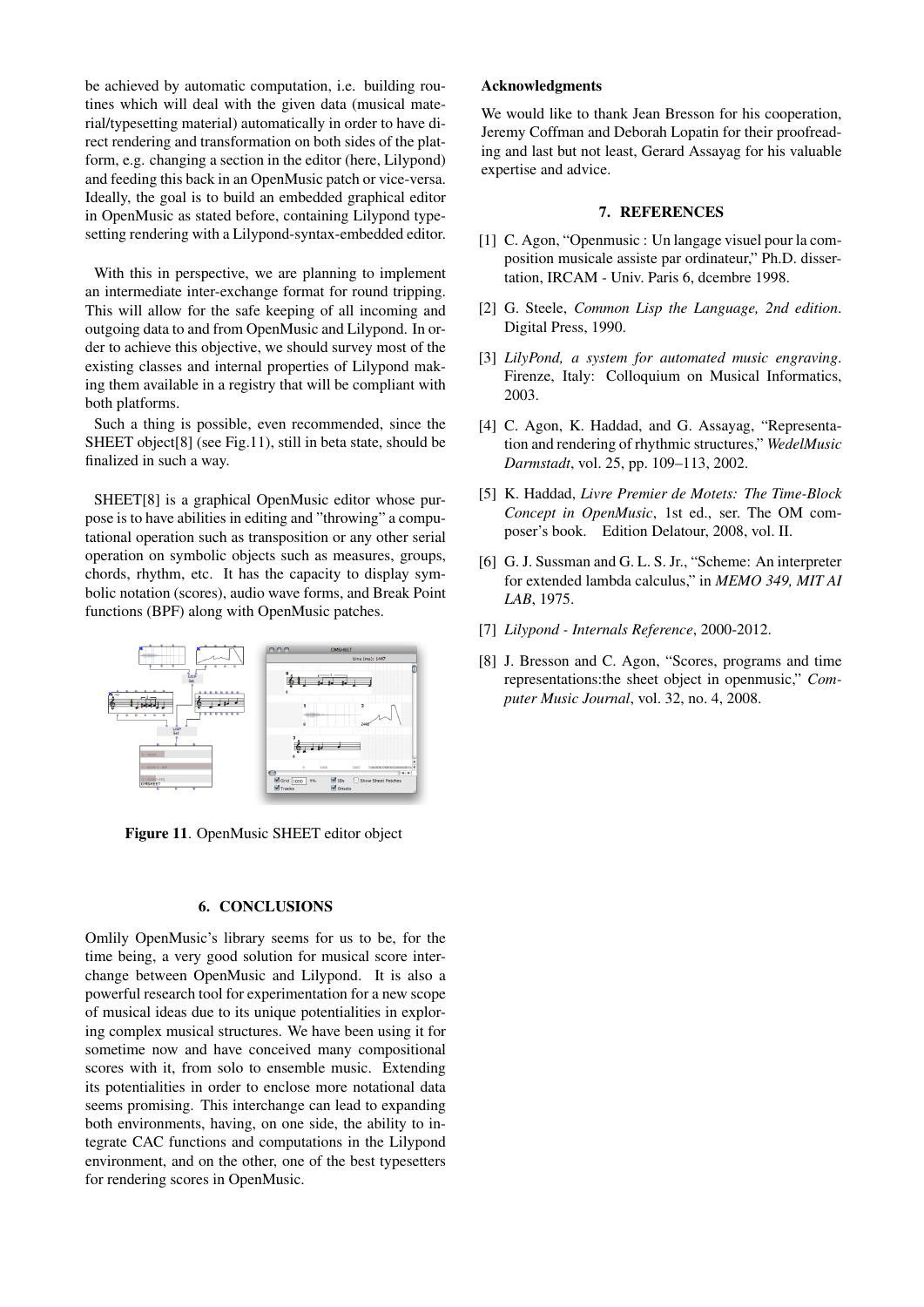be achieved by automatic computation, i.e. building routines which will deal with the given data (musical material/typesetting material) automatically in order to have direct rendering and transformation on both sides of the platform, e.g. changing a section in the editor (here, Lilypond) and feeding this back in an OpenMusic patch or vice-versa. Ideally, the goal is to build an embedded graphical editor in OpenMusic as stated before, containing Lilypond typesetting rendering with a Lilypond-syntax-embedded editor.

With this in perspective, we are planning to implement an intermediate inter-exchange format for round tripping. This will allow for the safe keeping of all incoming and outgoing data to and from OpenMusic and Lilypond. In order to achieve this objective, we should survey most of the existing classes and internal properties of Lilypond making them available in a registry that will be compliant with both platforms.

Such a thing is possible, even recommended, since the SHEET object[8] (see Fig.11), still in beta state, should be finalized in such a way.

SHEET[8] is a graphical OpenMusic editor whose purpose is to have abilities in editing and "throwing" a computational operation such as transposition or any other serial operation on symbolic objects such as measures, groups, chords, rhythm, etc. It has the capacity to display symbolic notation (scores), audio wave forms, and Break Point functions (BPF) along with OpenMusic patches.

**Figure 11**. OpenMusic SHEET editor object

## 6. CONCLUSIONS

Omlily OpenMusic's library seems for us to be, for the time being, a very good solution for musical score interchange between OpenMusic and Lilypond. It is also a powerful research tool for experimentation for a new scope of musical ideas due to its unique potentialities in exploring complex musical structures. We have been using it for sometime now and have conceived many compositional scores with it, from solo to ensemble music. Extending its potentialities in order to enclose more notational data seems promising. This interchange can lead to expanding both environments, having, on one side, the ability to integrate CAC functions and computations in the Lilypond environment, and on the other, one of the best typesetters for rendering scores in OpenMusic.

### Acknowledgments

We would like to thank Jean Bresson for his cooperation, Jeremy Coffman and Deborah Lopatin for their proofreading and last but not least, Gerard Assayag for his valuable expertise and advice.

## 7. REFERENCES

[1] C. Agon, "Openmusic : Un langage visuel pour la composition musicale assiste par ordinateur," Ph.D. dissertation, IRCAM - Univ. Paris 6, dcembre 1998.

[2] G. Steele, *Common Lisp the Language, 2nd edition*. Digital Press, 1990.

[3] *LilyPond, a system for automated music engraving*. Firenze, Italy: Colloquium on Musical Informatics, 2003.

[4] C. Agon, K. Haddad, and G. Assayag, "Representation and rendering of rhythmic structures," *WedelMusic Darmstadt*, vol. 25, pp. 109–113, 2002.

[5] K. Haddad, *Livre Premier de Motets: The Time-Block Concept in OpenMusic*, 1st ed., ser. The OM composer's book. Edition Delatour, 2008, vol. II.

[6] G. J. Sussman and G. L. S. Jr., "Scheme: An interpreter for extended lambda calculus," in *MEMO 349, MIT AI LAB*, 1975.

[7] *Lilypond - Internals Reference*, 2000-2012.

[8] J. Bresson and C. Agon, "Scores, programs and time representations:the sheet object in openmusic," *Computer Music Journal*, vol. 32, no. 4, 2008.